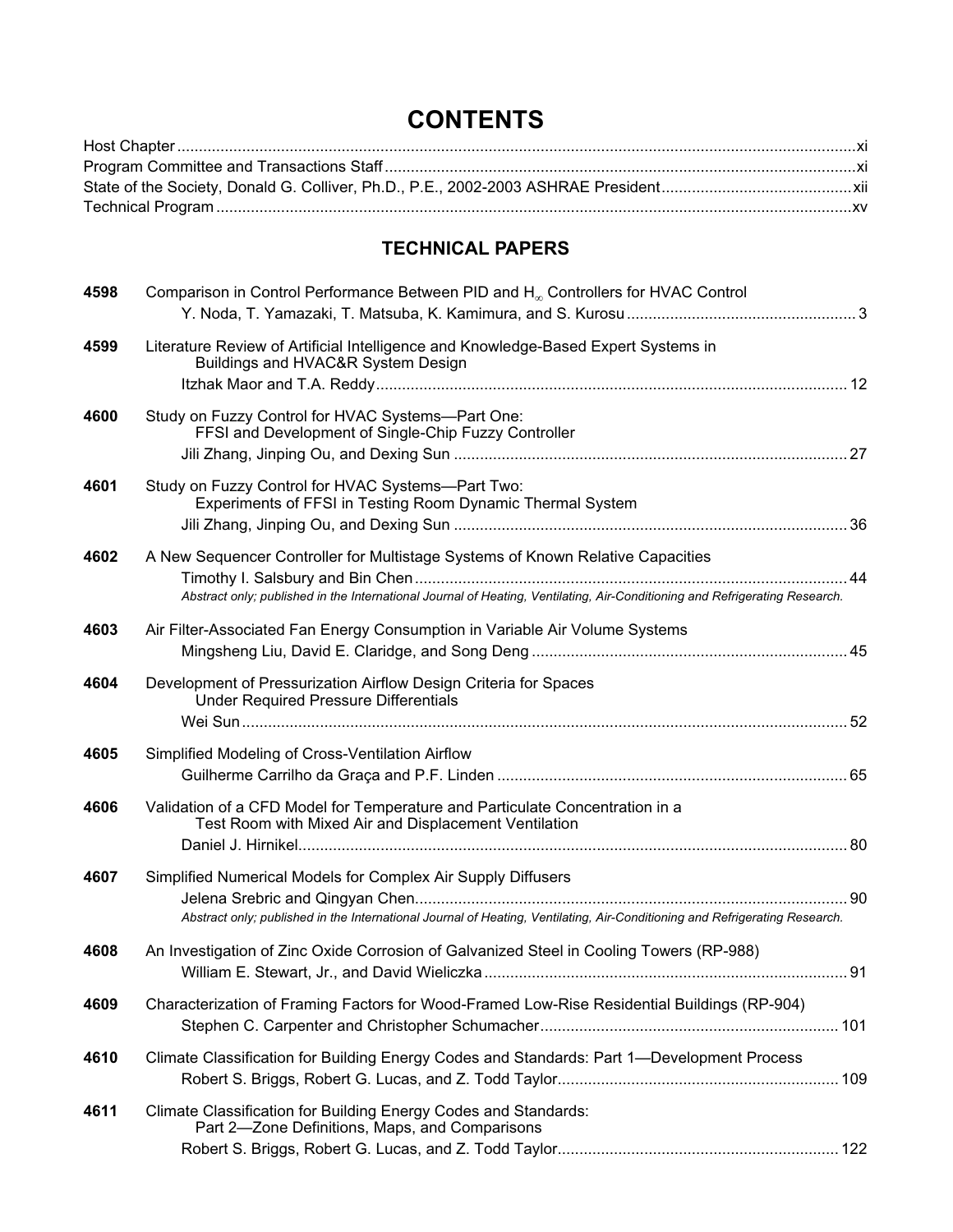# CONTENTS

Host Chapter ........................................................................................................................................................ xi

Program Committee and Transactions Staff ........................................................................................................... xi

State of the Society, Donald G. Colliver, Ph.D., P.E., 2002-2003 ASHRAE President ........................................... xii

Technical Program ................................................................................................................................................. xv

## TECHNICAL PAPERS

**4598** Comparison in Control Performance Between PID and $H_\infty$ Controllers for HVAC Control
Y. Noda, T. Yamazaki, T. Matsuba, K. Kamimura, and S. Kurosu ..................................................... 3

**4599** Literature Review of Artificial Intelligence and Knowledge-Based Expert Systems in Buildings and HVAC&R System Design
Itzhak Maor and T.A. Reddy ............................................................................................................ 12

**4600** Study on Fuzzy Control for HVAC Systems—Part One: FFSI and Development of Single-Chip Fuzzy Controller
Jili Zhang, Jinping Ou, and Dexing Sun ........................................................................................... 27

**4601** Study on Fuzzy Control for HVAC Systems—Part Two: Experiments of FFSI in Testing Room Dynamic Thermal System
Jili Zhang, Jinping Ou, and Dexing Sun ........................................................................................... 36

**4602** A New Sequencer Controller for Multistage Systems of Known Relative Capacities
Timothy I. Salsbury and Bin Chen .................................................................................................... 44
*Abstract only; published in the International Journal of Heating, Ventilating, Air-Conditioning and Refrigerating Research.*

**4603** Air Filter-Associated Fan Energy Consumption in Variable Air Volume Systems
Mingsheng Liu, David E. Claridge, and Song Deng ......................................................................... 45

**4604** Development of Pressurization Airflow Design Criteria for Spaces Under Required Pressure Differentials
Wei Sun ........................................................................................................................................... 52

**4605** Simplified Modeling of Cross-Ventilation Airflow
Guilherme Carrilho da Graça and P.F. Linden ................................................................................. 65

**4606** Validation of a CFD Model for Temperature and Particulate Concentration in a Test Room with Mixed Air and Displacement Ventilation
Daniel J. Hirnikel .............................................................................................................................. 80

**4607** Simplified Numerical Models for Complex Air Supply Diffusers
Jelena Srebric and Qingyan Chen ..................................................................................................... 90
*Abstract only; published in the International Journal of Heating, Ventilating, Air-Conditioning and Refrigerating Research.*

**4608** An Investigation of Zinc Oxide Corrosion of Galvanized Steel in Cooling Towers (RP-988)
William E. Stewart, Jr., and David Wieliczka .................................................................................... 91

**4609** Characterization of Framing Factors for Wood-Framed Low-Rise Residential Buildings (RP-904)
Stephen C. Carpenter and Christopher Schumacher ....................................................................... 101

**4610** Climate Classification for Building Energy Codes and Standards: Part 1—Development Process
Robert S. Briggs, Robert G. Lucas, and Z. Todd Taylor ................................................................. 109

**4611** Climate Classification for Building Energy Codes and Standards: Part 2—Zone Definitions, Maps, and Comparisons
Robert S. Briggs, Robert G. Lucas, and Z. Todd Taylor ................................................................. 122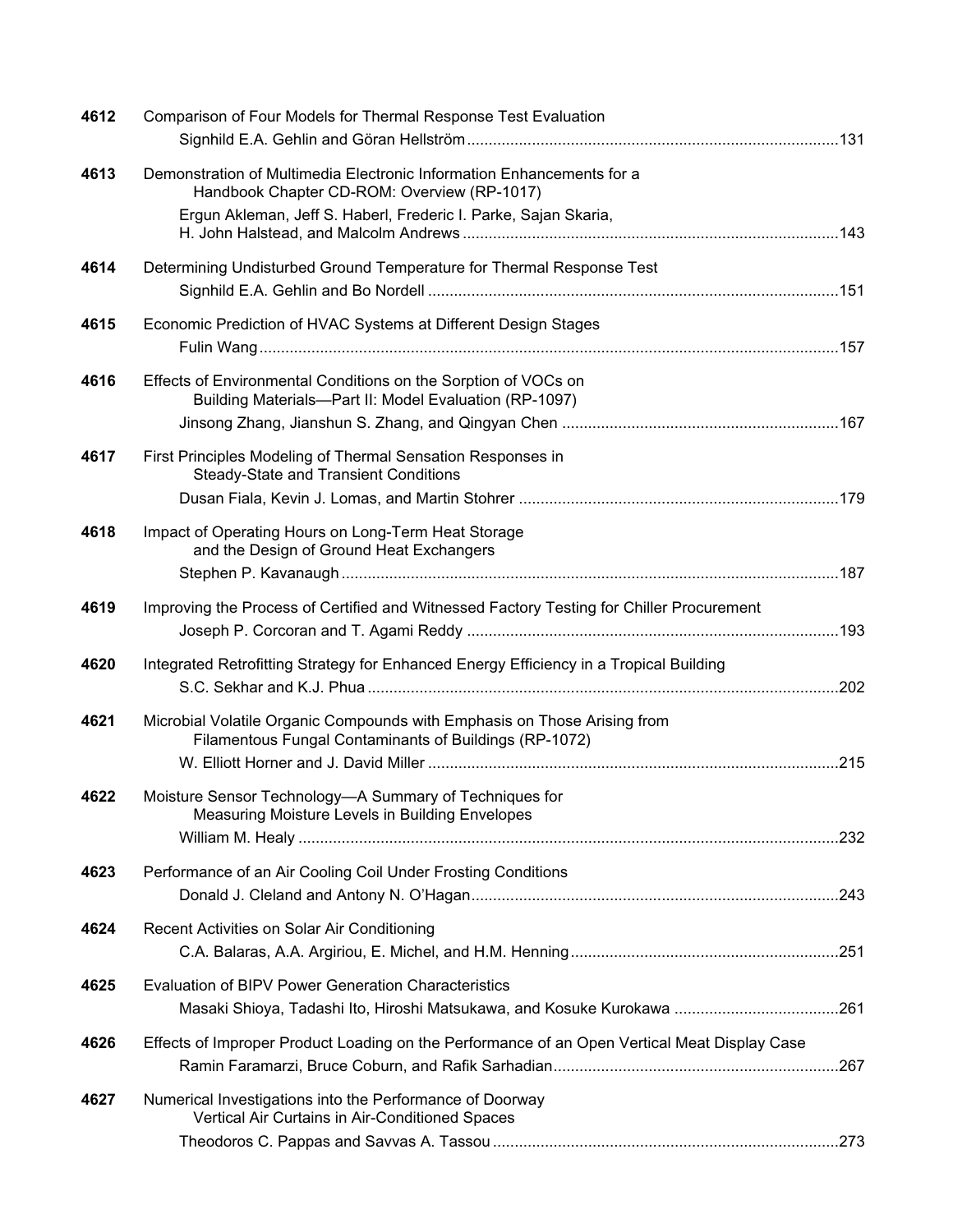**4612** Comparison of Four Models for Thermal Response Test Evaluation
Signhild E.A. Gehlin and Göran Hellström ............ 131

**4613** Demonstration of Multimedia Electronic Information Enhancements for a Handbook Chapter CD-ROM: Overview (RP-1017)
Ergun Akleman, Jeff S. Haberl, Frederic I. Parke, Sajan Skaria, H. John Halstead, and Malcolm Andrews ............ 143

**4614** Determining Undisturbed Ground Temperature for Thermal Response Test
Signhild E.A. Gehlin and Bo Nordell ............ 151

**4615** Economic Prediction of HVAC Systems at Different Design Stages
Fulin Wang ............ 157

**4616** Effects of Environmental Conditions on the Sorption of VOCs on Building Materials—Part II: Model Evaluation (RP-1097)
Jinsong Zhang, Jianshun S. Zhang, and Qingyan Chen ............ 167

**4617** First Principles Modeling of Thermal Sensation Responses in Steady-State and Transient Conditions
Dusan Fiala, Kevin J. Lomas, and Martin Stohrer ............ 179

**4618** Impact of Operating Hours on Long-Term Heat Storage and the Design of Ground Heat Exchangers
Stephen P. Kavanaugh ............ 187

**4619** Improving the Process of Certified and Witnessed Factory Testing for Chiller Procurement
Joseph P. Corcoran and T. Agami Reddy ............ 193

**4620** Integrated Retrofitting Strategy for Enhanced Energy Efficiency in a Tropical Building
S.C. Sekhar and K.J. Phua ............ 202

**4621** Microbial Volatile Organic Compounds with Emphasis on Those Arising from Filamentous Fungal Contaminants of Buildings (RP-1072)
W. Elliott Horner and J. David Miller ............ 215

**4622** Moisture Sensor Technology—A Summary of Techniques for Measuring Moisture Levels in Building Envelopes
William M. Healy ............ 232

**4623** Performance of an Air Cooling Coil Under Frosting Conditions
Donald J. Cleland and Antony N. O'Hagan ............ 243

**4624** Recent Activities on Solar Air Conditioning
C.A. Balaras, A.A. Argiriou, E. Michel, and H.M. Henning ............ 251

**4625** Evaluation of BIPV Power Generation Characteristics
Masaki Shioya, Tadashi Ito, Hiroshi Matsukawa, and Kosuke Kurokawa ............ 261

**4626** Effects of Improper Product Loading on the Performance of an Open Vertical Meat Display Case
Ramin Faramarzi, Bruce Coburn, and Rafik Sarhadian ............ 267

**4627** Numerical Investigations into the Performance of Doorway Vertical Air Curtains in Air-Conditioned Spaces
Theodoros C. Pappas and Savvas A. Tassou ............ 273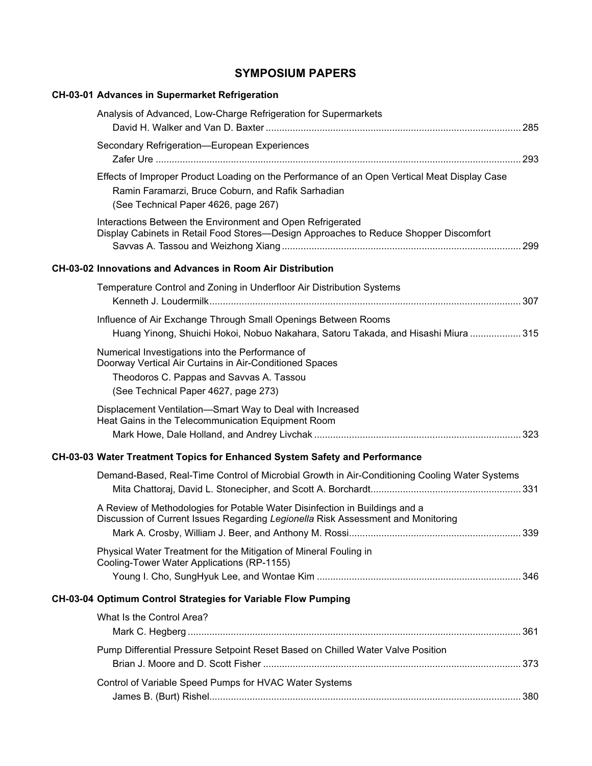## SYMPOSIUM PAPERS

### CH-03-01 Advances in Supermarket Refrigeration

Analysis of Advanced, Low-Charge Refrigeration for Supermarkets
David H. Walker and Van D. Baxter .......... 285

Secondary Refrigeration—European Experiences
Zafer Ure .......... 293

Effects of Improper Product Loading on the Performance of an Open Vertical Meat Display Case
Ramin Faramarzi, Bruce Coburn, and Rafik Sarhadian
(See Technical Paper 4626, page 267)

Interactions Between the Environment and Open Refrigerated Display Cabinets in Retail Food Stores—Design Approaches to Reduce Shopper Discomfort
Savvas A. Tassou and Weizhong Xiang .......... 299

### CH-03-02 Innovations and Advances in Room Air Distribution

Temperature Control and Zoning in Underfloor Air Distribution Systems
Kenneth J. Loudermilk .......... 307

Influence of Air Exchange Through Small Openings Between Rooms
Huang Yinong, Shuichi Hokoi, Nobuo Nakahara, Satoru Takada, and Hisashi Miura .......... 315

Numerical Investigations into the Performance of Doorway Vertical Air Curtains in Air-Conditioned Spaces
Theodoros C. Pappas and Savvas A. Tassou
(See Technical Paper 4627, page 273)

Displacement Ventilation—Smart Way to Deal with Increased Heat Gains in the Telecommunication Equipment Room
Mark Howe, Dale Holland, and Andrey Livchak .......... 323

### CH-03-03 Water Treatment Topics for Enhanced System Safety and Performance

Demand-Based, Real-Time Control of Microbial Growth in Air-Conditioning Cooling Water Systems
Mita Chattoraj, David L. Stonecipher, and Scott A. Borchardt .......... 331

A Review of Methodologies for Potable Water Disinfection in Buildings and a Discussion of Current Issues Regarding *Legionella* Risk Assessment and Monitoring
Mark A. Crosby, William J. Beer, and Anthony M. Rossi .......... 339

Physical Water Treatment for the Mitigation of Mineral Fouling in Cooling-Tower Water Applications (RP-1155)
Young I. Cho, SungHyuk Lee, and Wontae Kim .......... 346

### CH-03-04 Optimum Control Strategies for Variable Flow Pumping

What Is the Control Area?
Mark C. Hegberg .......... 361

Pump Differential Pressure Setpoint Reset Based on Chilled Water Valve Position
Brian J. Moore and D. Scott Fisher .......... 373

Control of Variable Speed Pumps for HVAC Water Systems
James B. (Burt) Rishel .......... 380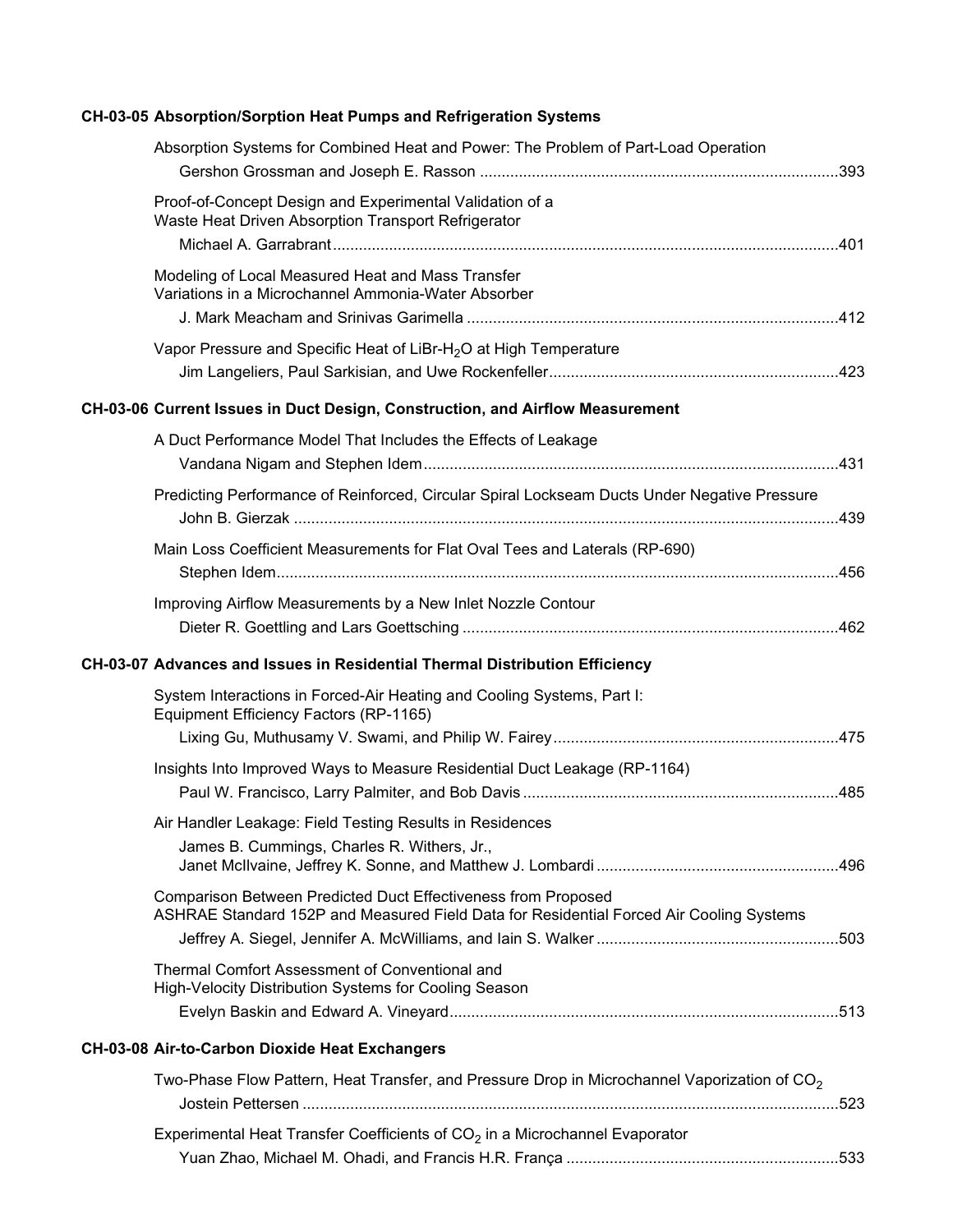**CH-03-05 Absorption/Sorption Heat Pumps and Refrigeration Systems**

Absorption Systems for Combined Heat and Power: The Problem of Part-Load Operation
Gershon Grossman and Joseph E. Rasson ....... 393

Proof-of-Concept Design and Experimental Validation of a Waste Heat Driven Absorption Transport Refrigerator
Michael A. Garrabrant ....... 401

Modeling of Local Measured Heat and Mass Transfer Variations in a Microchannel Ammonia-Water Absorber
J. Mark Meacham and Srinivas Garimella ....... 412

Vapor Pressure and Specific Heat of LiBr-$H_2O$ at High Temperature
Jim Langeliers, Paul Sarkisian, and Uwe Rockenfeller ....... 423

**CH-03-06 Current Issues in Duct Design, Construction, and Airflow Measurement**

A Duct Performance Model That Includes the Effects of Leakage
Vandana Nigam and Stephen Idem ....... 431

Predicting Performance of Reinforced, Circular Spiral Lockseam Ducts Under Negative Pressure
John B. Gierzak ....... 439

Main Loss Coefficient Measurements for Flat Oval Tees and Laterals (RP-690)
Stephen Idem ....... 456

Improving Airflow Measurements by a New Inlet Nozzle Contour
Dieter R. Goettling and Lars Goettsching ....... 462

**CH-03-07 Advances and Issues in Residential Thermal Distribution Efficiency**

System Interactions in Forced-Air Heating and Cooling Systems, Part I: Equipment Efficiency Factors (RP-1165)
Lixing Gu, Muthusamy V. Swami, and Philip W. Fairey ....... 475

Insights Into Improved Ways to Measure Residential Duct Leakage (RP-1164)
Paul W. Francisco, Larry Palmiter, and Bob Davis ....... 485

Air Handler Leakage: Field Testing Results in Residences
James B. Cummings, Charles R. Withers, Jr., Janet McIlvaine, Jeffrey K. Sonne, and Matthew J. Lombardi ....... 496

Comparison Between Predicted Duct Effectiveness from Proposed ASHRAE Standard 152P and Measured Field Data for Residential Forced Air Cooling Systems
Jeffrey A. Siegel, Jennifer A. McWilliams, and Iain S. Walker ....... 503

Thermal Comfort Assessment of Conventional and High-Velocity Distribution Systems for Cooling Season
Evelyn Baskin and Edward A. Vineyard ....... 513

**CH-03-08 Air-to-Carbon Dioxide Heat Exchangers**

Two-Phase Flow Pattern, Heat Transfer, and Pressure Drop in Microchannel Vaporization of $CO_2$
Jostein Pettersen ....... 523

Experimental Heat Transfer Coefficients of $CO_2$ in a Microchannel Evaporator
Yuan Zhao, Michael M. Ohadi, and Francis H.R. França ....... 533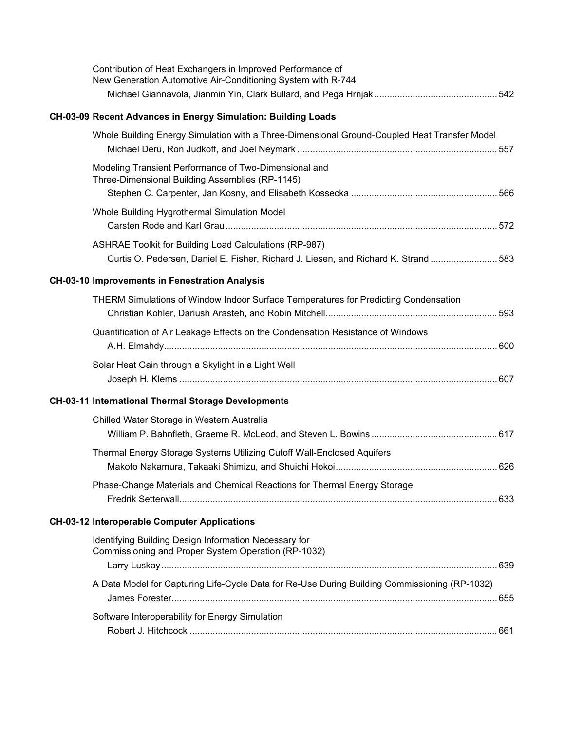Contribution of Heat Exchangers in Improved Performance of
New Generation Automotive Air-Conditioning System with R-744
Michael Giannavola, Jianmin Yin, Clark Bullard, and Pega Hrnjak ............................................... 542

**CH-03-09 Recent Advances in Energy Simulation: Building Loads**

Whole Building Energy Simulation with a Three-Dimensional Ground-Coupled Heat Transfer Model
Michael Deru, Ron Judkoff, and Joel Neymark ............................................................................. 557

Modeling Transient Performance of Two-Dimensional and
Three-Dimensional Building Assemblies (RP-1145)
Stephen C. Carpenter, Jan Kosny, and Elisabeth Kossecka ........................................................ 566

Whole Building Hygrothermal Simulation Model
Carsten Rode and Karl Grau ......................................................................................................... 572

ASHRAE Toolkit for Building Load Calculations (RP-987)
Curtis O. Pedersen, Daniel E. Fisher, Richard J. Liesen, and Richard K. Strand ......................... 583

**CH-03-10 Improvements in Fenestration Analysis**

THERM Simulations of Window Indoor Surface Temperatures for Predicting Condensation
Christian Kohler, Dariush Arasteh, and Robin Mitchell.................................................................. 593

Quantification of Air Leakage Effects on the Condensation Resistance of Windows
A.H. Elmahdy................................................................................................................................ 600

Solar Heat Gain through a Skylight in a Light Well
Joseph H. Klems ........................................................................................................................... 607

**CH-03-11 International Thermal Storage Developments**

Chilled Water Storage in Western Australia
William P. Bahnfleth, Graeme R. McLeod, and Steven L. Bowins ................................................ 617

Thermal Energy Storage Systems Utilizing Cutoff Wall-Enclosed Aquifers
Makoto Nakamura, Takaaki Shimizu, and Shuichi Hokoi.............................................................. 626

Phase-Change Materials and Chemical Reactions for Thermal Energy Storage
Fredrik Setterwall........................................................................................................................... 633

**CH-03-12 Interoperable Computer Applications**

Identifying Building Design Information Necessary for
Commissioning and Proper System Operation (RP-1032)
Larry Luskay .................................................................................................................................. 639

A Data Model for Capturing Life-Cycle Data for Re-Use During Building Commissioning (RP-1032)
James Forester.............................................................................................................................. 655

Software Interoperability for Energy Simulation
Robert J. Hitchcock ....................................................................................................................... 661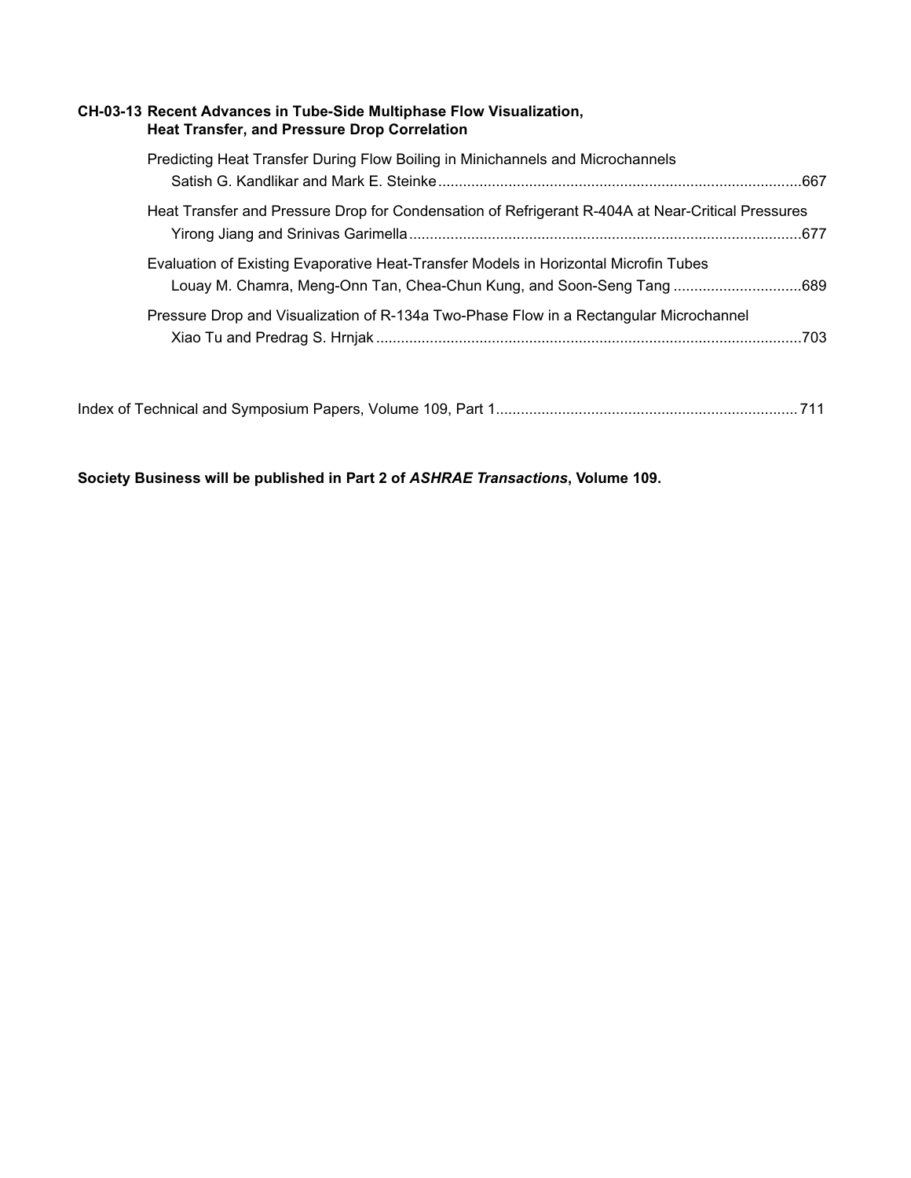**CH-03-13 Recent Advances in Tube-Side Multiphase Flow Visualization, Heat Transfer, and Pressure Drop Correlation**

Predicting Heat Transfer During Flow Boiling in Minichannels and Microchannels
Satish G. Kandlikar and Mark E. Steinke ........................................................................................667

Heat Transfer and Pressure Drop for Condensation of Refrigerant R-404A at Near-Critical Pressures
Yirong Jiang and Srinivas Garimella ................................................................................................677

Evaluation of Existing Evaporative Heat-Transfer Models in Horizontal Microfin Tubes
Louay M. Chamra, Meng-Onn Tan, Chea-Chun Kung, and Soon-Seng Tang ...............................689

Pressure Drop and Visualization of R-134a Two-Phase Flow in a Rectangular Microchannel
Xiao Tu and Predrag S. Hrnjak ........................................................................................................703

Index of Technical and Symposium Papers, Volume 109, Part 1........................................................................711

**Society Business will be published in Part 2 of *ASHRAE Transactions*, Volume 109.**